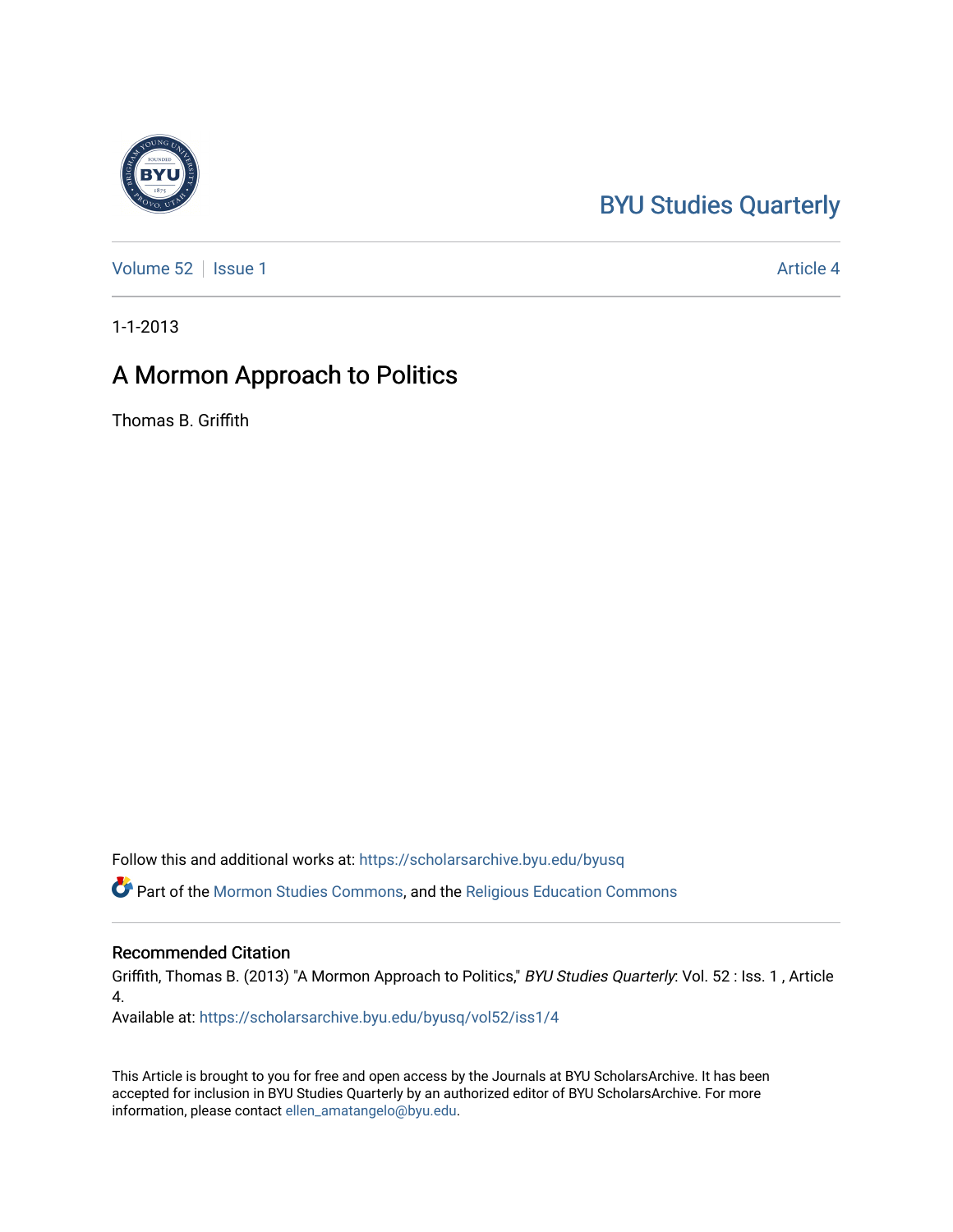BYU Studies Quarterly

Volume 52 | Issue 1 | Article 4

1-1-2013

# A Mormon Approach to Politics

Thomas B. Griffith

Follow this and additional works at: https://scholarsarchive.byu.edu/byusq

Part of the Mormon Studies Commons, and the Religious Education Commons

## Recommended Citation

Griffith, Thomas B. (2013) "A Mormon Approach to Politics," *BYU Studies Quarterly*: Vol. 52 : Iss. 1 , Article 4.
Available at: https://scholarsarchive.byu.edu/byusq/vol52/iss1/4

This Article is brought to you for free and open access by the Journals at BYU ScholarsArchive. It has been accepted for inclusion in BYU Studies Quarterly by an authorized editor of BYU ScholarsArchive. For more information, please contact ellen_amatangelo@byu.edu.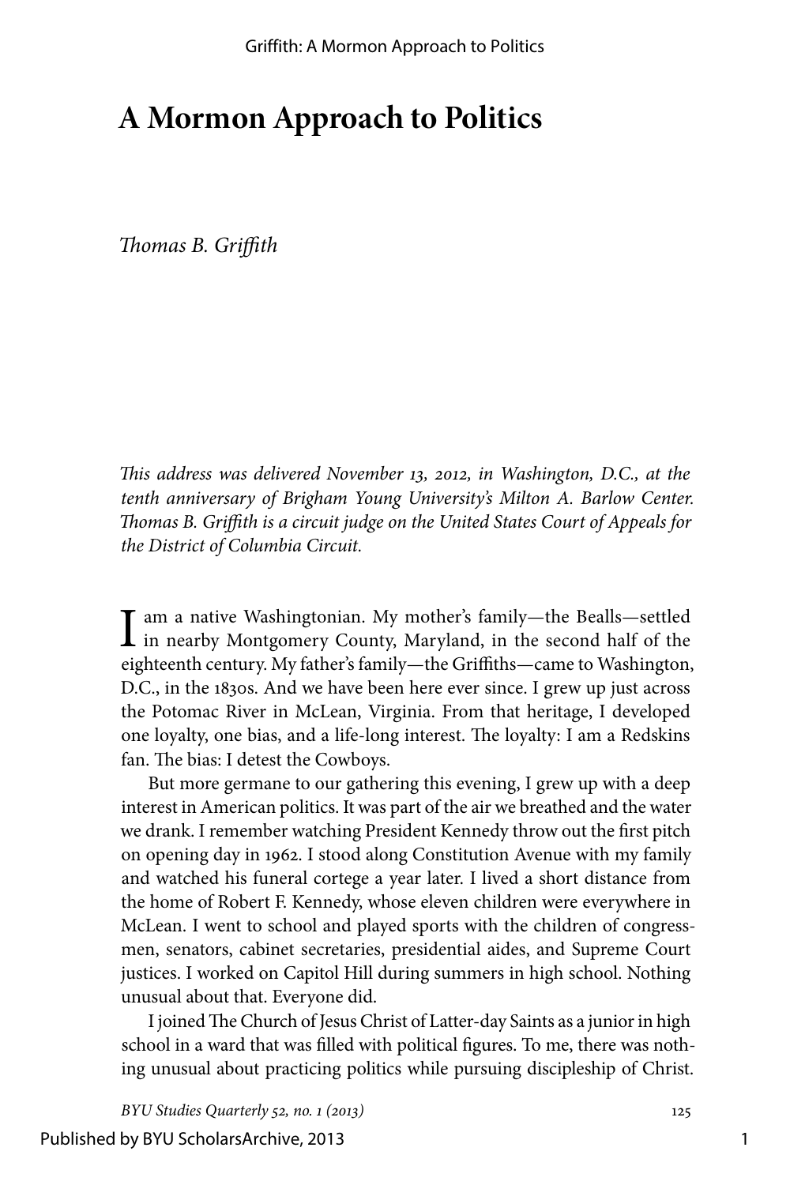# A Mormon Approach to Politics

*Thomas B. Griffith*

*This address was delivered November 13, 2012, in Washington, D.C., at the tenth anniversary of Brigham Young University's Milton A. Barlow Center. Thomas B. Griffith is a circuit judge on the United States Court of Appeals for the District of Columbia Circuit.*

I am a native Washingtonian. My mother's family—the Bealls—settled in nearby Montgomery County, Maryland, in the second half of the eighteenth century. My father's family—the Griffiths—came to Washington, D.C., in the 1830s. And we have been here ever since. I grew up just across the Potomac River in McLean, Virginia. From that heritage, I developed one loyalty, one bias, and a life-long interest. The loyalty: I am a Redskins fan. The bias: I detest the Cowboys.

But more germane to our gathering this evening, I grew up with a deep interest in American politics. It was part of the air we breathed and the water we drank. I remember watching President Kennedy throw out the first pitch on opening day in 1962. I stood along Constitution Avenue with my family and watched his funeral cortege a year later. I lived a short distance from the home of Robert F. Kennedy, whose eleven children were everywhere in McLean. I went to school and played sports with the children of congressmen, senators, cabinet secretaries, presidential aides, and Supreme Court justices. I worked on Capitol Hill during summers in high school. Nothing unusual about that. Everyone did.

I joined The Church of Jesus Christ of Latter-day Saints as a junior in high school in a ward that was filled with political figures. To me, there was nothing unusual about practicing politics while pursuing discipleship of Christ.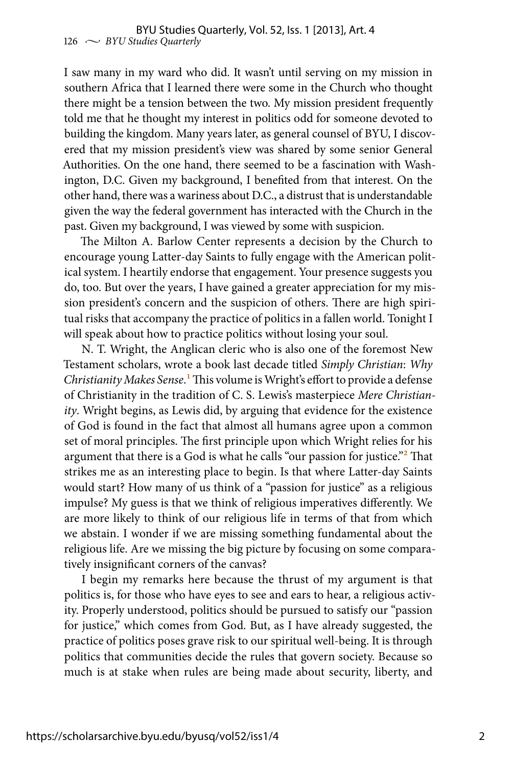I saw many in my ward who did. It wasn't until serving on my mission in southern Africa that I learned there were some in the Church who thought there might be a tension between the two. My mission president frequently told me that he thought my interest in politics odd for someone devoted to building the kingdom. Many years later, as general counsel of BYU, I discovered that my mission president's view was shared by some senior General Authorities. On the one hand, there seemed to be a fascination with Washington, D.C. Given my background, I benefited from that interest. On the other hand, there was a wariness about D.C., a distrust that is understandable given the way the federal government has interacted with the Church in the past. Given my background, I was viewed by some with suspicion.

The Milton A. Barlow Center represents a decision by the Church to encourage young Latter-day Saints to fully engage with the American political system. I heartily endorse that engagement. Your presence suggests you do, too. But over the years, I have gained a greater appreciation for my mission president's concern and the suspicion of others. There are high spiritual risks that accompany the practice of politics in a fallen world. Tonight I will speak about how to practice politics without losing your soul.

N. T. Wright, the Anglican cleric who is also one of the foremost New Testament scholars, wrote a book last decade titled *Simply Christian*: *Why Christianity Makes Sense*.[1] This volume is Wright's effort to provide a defense of Christianity in the tradition of C. S. Lewis's masterpiece *Mere Christianity*. Wright begins, as Lewis did, by arguing that evidence for the existence of God is found in the fact that almost all humans agree upon a common set of moral principles. The first principle upon which Wright relies for his argument that there is a God is what he calls "our passion for justice."[2] That strikes me as an interesting place to begin. Is that where Latter-day Saints would start? How many of us think of a "passion for justice" as a religious impulse? My guess is that we think of religious imperatives differently. We are more likely to think of our religious life in terms of that from which we abstain. I wonder if we are missing something fundamental about the religious life. Are we missing the big picture by focusing on some comparatively insignificant corners of the canvas?

I begin my remarks here because the thrust of my argument is that politics is, for those who have eyes to see and ears to hear, a religious activity. Properly understood, politics should be pursued to satisfy our "passion for justice," which comes from God. But, as I have already suggested, the practice of politics poses grave risk to our spiritual well-being. It is through politics that communities decide the rules that govern society. Because so much is at stake when rules are being made about security, liberty, and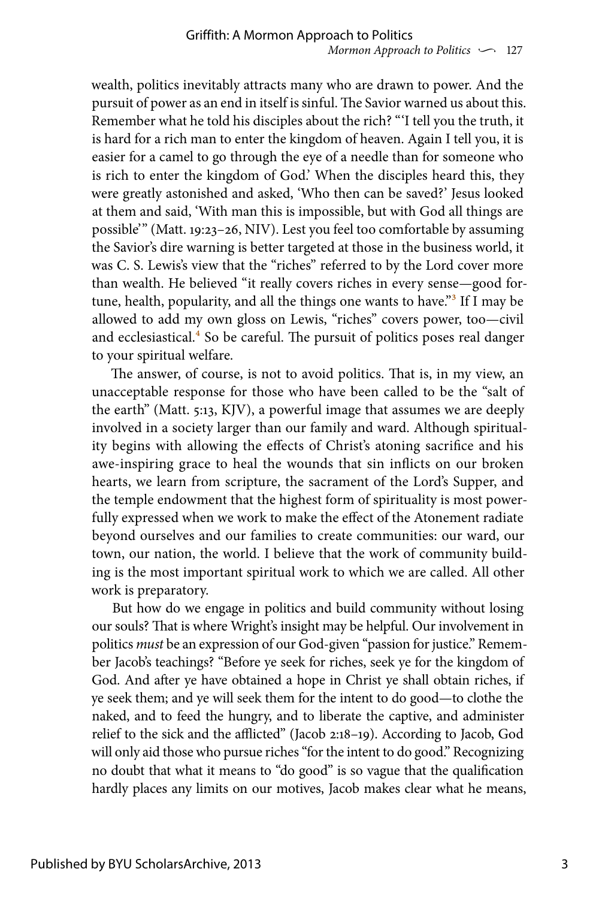wealth, politics inevitably attracts many who are drawn to power. And the pursuit of power as an end in itself is sinful. The Savior warned us about this. Remember what he told his disciples about the rich? "'I tell you the truth, it is hard for a rich man to enter the kingdom of heaven. Again I tell you, it is easier for a camel to go through the eye of a needle than for someone who is rich to enter the kingdom of God.' When the disciples heard this, they were greatly astonished and asked, 'Who then can be saved?' Jesus looked at them and said, 'With man this is impossible, but with God all things are possible'" (Matt. 19:23–26, NIV). Lest you feel too comfortable by assuming the Savior's dire warning is better targeted at those in the business world, it was C. S. Lewis's view that the "riches" referred to by the Lord cover more than wealth. He believed "it really covers riches in every sense—good fortune, health, popularity, and all the things one wants to have."[3] If I may be allowed to add my own gloss on Lewis, "riches" covers power, too—civil and ecclesiastical.[4] So be careful. The pursuit of politics poses real danger to your spiritual welfare.

The answer, of course, is not to avoid politics. That is, in my view, an unacceptable response for those who have been called to be the "salt of the earth" (Matt. 5:13, KJV), a powerful image that assumes we are deeply involved in a society larger than our family and ward. Although spirituality begins with allowing the effects of Christ's atoning sacrifice and his awe-inspiring grace to heal the wounds that sin inflicts on our broken hearts, we learn from scripture, the sacrament of the Lord's Supper, and the temple endowment that the highest form of spirituality is most powerfully expressed when we work to make the effect of the Atonement radiate beyond ourselves and our families to create communities: our ward, our town, our nation, the world. I believe that the work of community building is the most important spiritual work to which we are called. All other work is preparatory.

But how do we engage in politics and build community without losing our souls? That is where Wright's insight may be helpful. Our involvement in politics *must* be an expression of our God-given "passion for justice." Remember Jacob's teachings? "Before ye seek for riches, seek ye for the kingdom of God. And after ye have obtained a hope in Christ ye shall obtain riches, if ye seek them; and ye will seek them for the intent to do good—to clothe the naked, and to feed the hungry, and to liberate the captive, and administer relief to the sick and the afflicted" (Jacob 2:18–19). According to Jacob, God will only aid those who pursue riches "for the intent to do good." Recognizing no doubt that what it means to "do good" is so vague that the qualification hardly places any limits on our motives, Jacob makes clear what he means,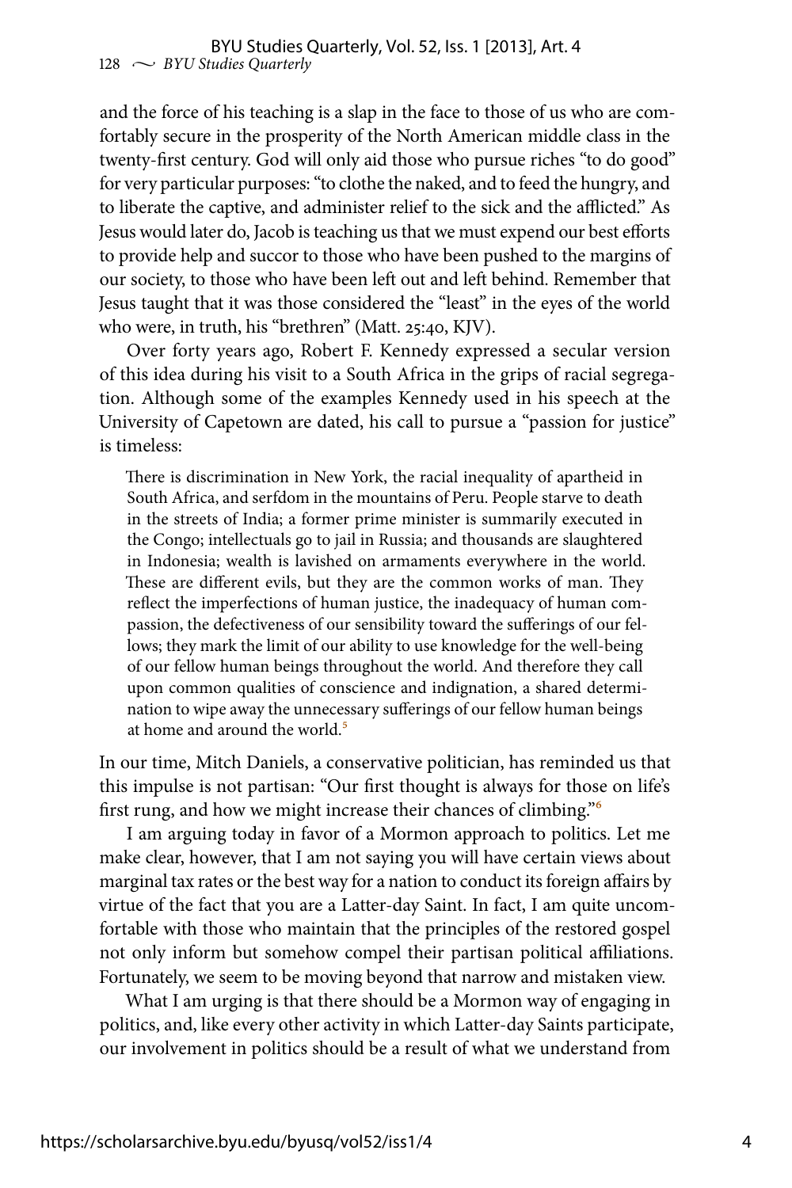and the force of his teaching is a slap in the face to those of us who are comfortably secure in the prosperity of the North American middle class in the twenty-first century. God will only aid those who pursue riches "to do good" for very particular purposes: "to clothe the naked, and to feed the hungry, and to liberate the captive, and administer relief to the sick and the afflicted." As Jesus would later do, Jacob is teaching us that we must expend our best efforts to provide help and succor to those who have been pushed to the margins of our society, to those who have been left out and left behind. Remember that Jesus taught that it was those considered the "least" in the eyes of the world who were, in truth, his "brethren" (Matt. 25:40, KJV).

Over forty years ago, Robert F. Kennedy expressed a secular version of this idea during his visit to a South Africa in the grips of racial segregation. Although some of the examples Kennedy used in his speech at the University of Capetown are dated, his call to pursue a "passion for justice" is timeless:

> There is discrimination in New York, the racial inequality of apartheid in South Africa, and serfdom in the mountains of Peru. People starve to death in the streets of India; a former prime minister is summarily executed in the Congo; intellectuals go to jail in Russia; and thousands are slaughtered in Indonesia; wealth is lavished on armaments everywhere in the world. These are different evils, but they are the common works of man. They reflect the imperfections of human justice, the inadequacy of human compassion, the defectiveness of our sensibility toward the sufferings of our fellows; they mark the limit of our ability to use knowledge for the well-being of our fellow human beings throughout the world. And therefore they call upon common qualities of conscience and indignation, a shared determination to wipe away the unnecessary sufferings of our fellow human beings at home and around the world.[5]

In our time, Mitch Daniels, a conservative politician, has reminded us that this impulse is not partisan: "Our first thought is always for those on life's first rung, and how we might increase their chances of climbing."[6]

I am arguing today in favor of a Mormon approach to politics. Let me make clear, however, that I am not saying you will have certain views about marginal tax rates or the best way for a nation to conduct its foreign affairs by virtue of the fact that you are a Latter-day Saint. In fact, I am quite uncomfortable with those who maintain that the principles of the restored gospel not only inform but somehow compel their partisan political affiliations. Fortunately, we seem to be moving beyond that narrow and mistaken view.

What I am urging is that there should be a Mormon way of engaging in politics, and, like every other activity in which Latter-day Saints participate, our involvement in politics should be a result of what we understand from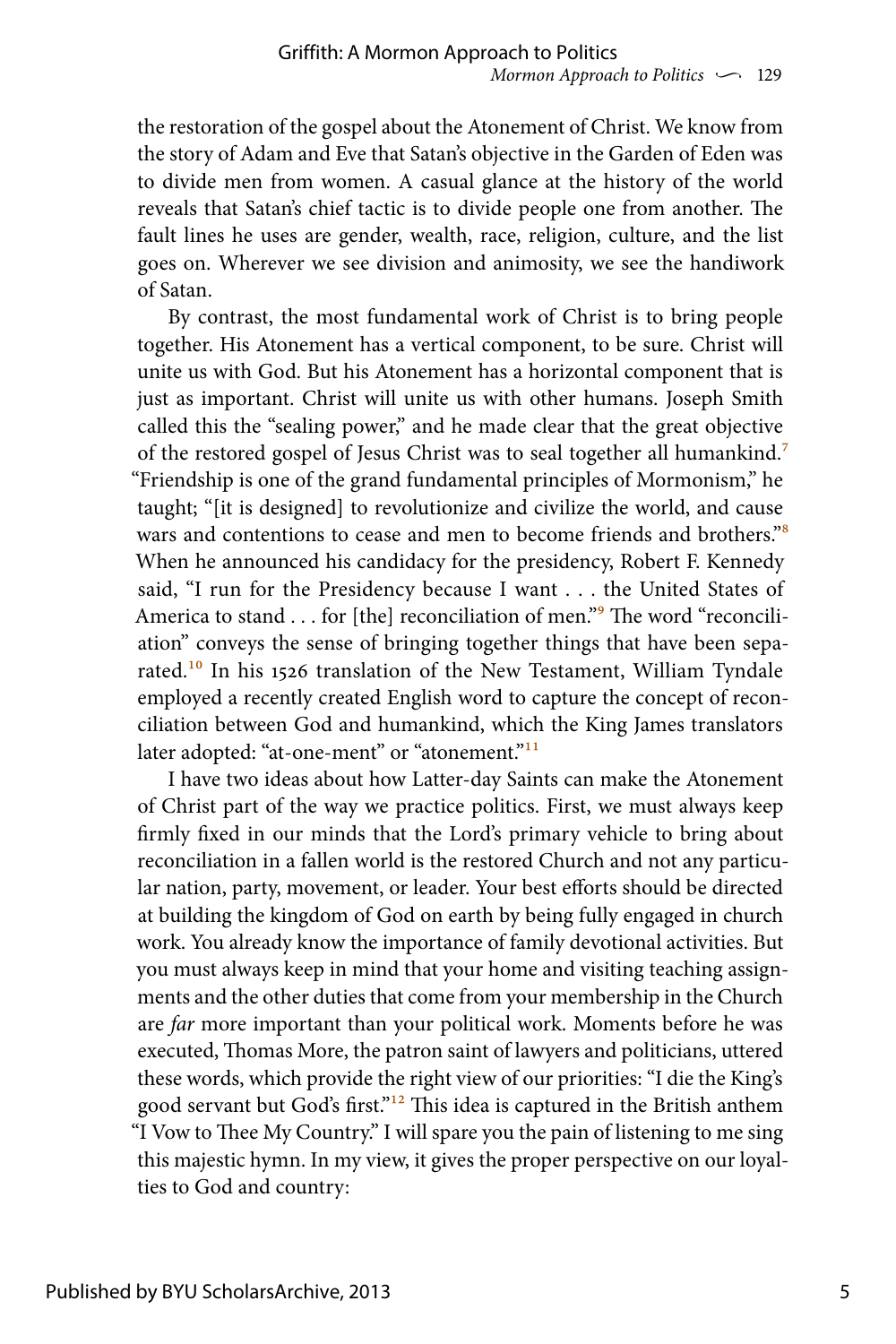the restoration of the gospel about the Atonement of Christ. We know from the story of Adam and Eve that Satan's objective in the Garden of Eden was to divide men from women. A casual glance at the history of the world reveals that Satan's chief tactic is to divide people one from another. The fault lines he uses are gender, wealth, race, religion, culture, and the list goes on. Wherever we see division and animosity, we see the handiwork of Satan.

By contrast, the most fundamental work of Christ is to bring people together. His Atonement has a vertical component, to be sure. Christ will unite us with God. But his Atonement has a horizontal component that is just as important. Christ will unite us with other humans. Joseph Smith called this the "sealing power," and he made clear that the great objective of the restored gospel of Jesus Christ was to seal together all humankind.[7] "Friendship is one of the grand fundamental principles of Mormonism," he taught; "[it is designed] to revolutionize and civilize the world, and cause wars and contentions to cease and men to become friends and brothers."[8] When he announced his candidacy for the presidency, Robert F. Kennedy said, "I run for the Presidency because I want . . . the United States of America to stand . . . for [the] reconciliation of men."[9] The word "reconciliation" conveys the sense of bringing together things that have been separated.[10] In his 1526 translation of the New Testament, William Tyndale employed a recently created English word to capture the concept of reconciliation between God and humankind, which the King James translators later adopted: "at-one-ment" or "atonement."[11]

I have two ideas about how Latter-day Saints can make the Atonement of Christ part of the way we practice politics. First, we must always keep firmly fixed in our minds that the Lord's primary vehicle to bring about reconciliation in a fallen world is the restored Church and not any particular nation, party, movement, or leader. Your best efforts should be directed at building the kingdom of God on earth by being fully engaged in church work. You already know the importance of family devotional activities. But you must always keep in mind that your home and visiting teaching assignments and the other duties that come from your membership in the Church are *far* more important than your political work. Moments before he was executed, Thomas More, the patron saint of lawyers and politicians, uttered these words, which provide the right view of our priorities: "I die the King's good servant but God's first."[12] This idea is captured in the British anthem "I Vow to Thee My Country." I will spare you the pain of listening to me sing this majestic hymn. In my view, it gives the proper perspective on our loyalties to God and country: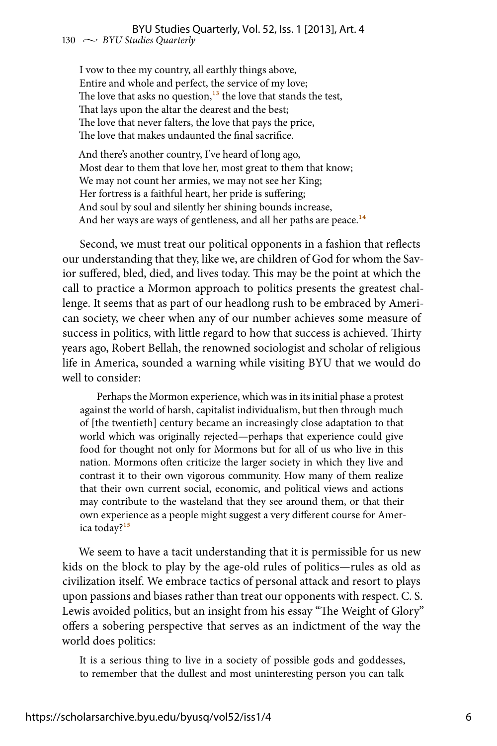I vow to thee my country, all earthly things above,
Entire and whole and perfect, the service of my love;
The love that asks no question,[13] the love that stands the test,
That lays upon the altar the dearest and the best;
The love that never falters, the love that pays the price,
The love that makes undaunted the final sacrifice.

And there's another country, I've heard of long ago,
Most dear to them that love her, most great to them that know;
We may not count her armies, we may not see her King;
Her fortress is a faithful heart, her pride is suffering;
And soul by soul and silently her shining bounds increase,
And her ways are ways of gentleness, and all her paths are peace.[14]

Second, we must treat our political opponents in a fashion that reflects our understanding that they, like we, are children of God for whom the Savior suffered, bled, died, and lives today. This may be the point at which the call to practice a Mormon approach to politics presents the greatest challenge. It seems that as part of our headlong rush to be embraced by American society, we cheer when any of our number achieves some measure of success in politics, with little regard to how that success is achieved. Thirty years ago, Robert Bellah, the renowned sociologist and scholar of religious life in America, sounded a warning while visiting BYU that we would do well to consider:

> Perhaps the Mormon experience, which was in its initial phase a protest against the world of harsh, capitalist individualism, but then through much of [the twentieth] century became an increasingly close adaptation to that world which was originally rejected—perhaps that experience could give food for thought not only for Mormons but for all of us who live in this nation. Mormons often criticize the larger society in which they live and contrast it to their own vigorous community. How many of them realize that their own current social, economic, and political views and actions may contribute to the wasteland that they see around them, or that their own experience as a people might suggest a very different course for America today?[15]

We seem to have a tacit understanding that it is permissible for us new kids on the block to play by the age-old rules of politics—rules as old as civilization itself. We embrace tactics of personal attack and resort to plays upon passions and biases rather than treat our opponents with respect. C. S. Lewis avoided politics, but an insight from his essay "The Weight of Glory" offers a sobering perspective that serves as an indictment of the way the world does politics:

> It is a serious thing to live in a society of possible gods and goddesses, to remember that the dullest and most uninteresting person you can talk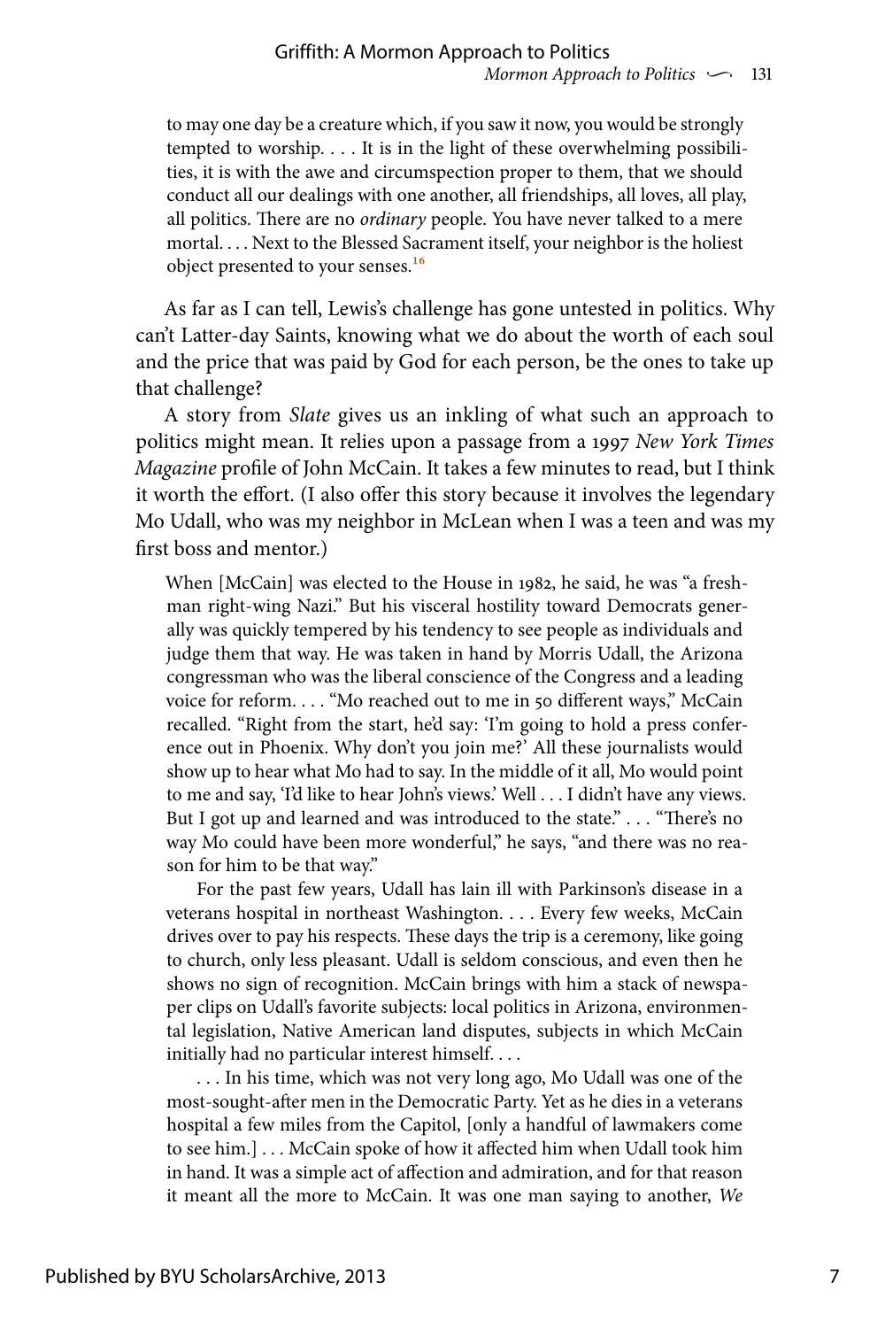> to may one day be a creature which, if you saw it now, you would be strongly tempted to worship. . . . It is in the light of these overwhelming possibilities, it is with the awe and circumspection proper to them, that we should conduct all our dealings with one another, all friendships, all loves, all play, all politics. There are no *ordinary* people. You have never talked to a mere mortal. . . . Next to the Blessed Sacrament itself, your neighbor is the holiest object presented to your senses.[16]

As far as I can tell, Lewis's challenge has gone untested in politics. Why can't Latter-day Saints, knowing what we do about the worth of each soul and the price that was paid by God for each person, be the ones to take up that challenge?

A story from *Slate* gives us an inkling of what such an approach to politics might mean. It relies upon a passage from a 1997 *New York Times Magazine* profile of John McCain. It takes a few minutes to read, but I think it worth the effort. (I also offer this story because it involves the legendary Mo Udall, who was my neighbor in McLean when I was a teen and was my first boss and mentor.)

> When [McCain] was elected to the House in 1982, he said, he was "a freshman right-wing Nazi." But his visceral hostility toward Democrats generally was quickly tempered by his tendency to see people as individuals and judge them that way. He was taken in hand by Morris Udall, the Arizona congressman who was the liberal conscience of the Congress and a leading voice for reform. . . . "Mo reached out to me in 50 different ways," McCain recalled. "Right from the start, he'd say: 'I'm going to hold a press conference out in Phoenix. Why don't you join me?' All these journalists would show up to hear what Mo had to say. In the middle of it all, Mo would point to me and say, 'I'd like to hear John's views.' Well . . . I didn't have any views. But I got up and learned and was introduced to the state." . . . "There's no way Mo could have been more wonderful," he says, "and there was no reason for him to be that way."
>
> For the past few years, Udall has lain ill with Parkinson's disease in a veterans hospital in northeast Washington. . . . Every few weeks, McCain drives over to pay his respects. These days the trip is a ceremony, like going to church, only less pleasant. Udall is seldom conscious, and even then he shows no sign of recognition. McCain brings with him a stack of newspaper clips on Udall's favorite subjects: local politics in Arizona, environmental legislation, Native American land disputes, subjects in which McCain initially had no particular interest himself. . . .
>
> . . . In his time, which was not very long ago, Mo Udall was one of the most-sought-after men in the Democratic Party. Yet as he dies in a veterans hospital a few miles from the Capitol, [only a handful of lawmakers come to see him.] . . . McCain spoke of how it affected him when Udall took him in hand. It was a simple act of affection and admiration, and for that reason it meant all the more to McCain. It was one man saying to another, *We*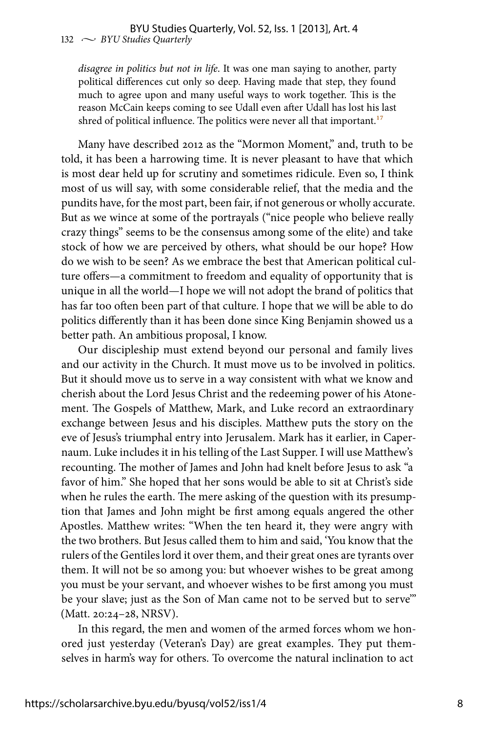*disagree in politics but not in life*. It was one man saying to another, party political differences cut only so deep. Having made that step, they found much to agree upon and many useful ways to work together. This is the reason McCain keeps coming to see Udall even after Udall has lost his last shred of political influence. The politics were never all that important.[17]

Many have described 2012 as the "Mormon Moment," and, truth to be told, it has been a harrowing time. It is never pleasant to have that which is most dear held up for scrutiny and sometimes ridicule. Even so, I think most of us will say, with some considerable relief, that the media and the pundits have, for the most part, been fair, if not generous or wholly accurate. But as we wince at some of the portrayals ("nice people who believe really crazy things" seems to be the consensus among some of the elite) and take stock of how we are perceived by others, what should be our hope? How do we wish to be seen? As we embrace the best that American political culture offers—a commitment to freedom and equality of opportunity that is unique in all the world—I hope we will not adopt the brand of politics that has far too often been part of that culture. I hope that we will be able to do politics differently than it has been done since King Benjamin showed us a better path. An ambitious proposal, I know.

Our discipleship must extend beyond our personal and family lives and our activity in the Church. It must move us to be involved in politics. But it should move us to serve in a way consistent with what we know and cherish about the Lord Jesus Christ and the redeeming power of his Atonement. The Gospels of Matthew, Mark, and Luke record an extraordinary exchange between Jesus and his disciples. Matthew puts the story on the eve of Jesus's triumphal entry into Jerusalem. Mark has it earlier, in Capernaum. Luke includes it in his telling of the Last Supper. I will use Matthew's recounting. The mother of James and John had knelt before Jesus to ask "a favor of him." She hoped that her sons would be able to sit at Christ's side when he rules the earth. The mere asking of the question with its presumption that James and John might be first among equals angered the other Apostles. Matthew writes: "When the ten heard it, they were angry with the two brothers. But Jesus called them to him and said, 'You know that the rulers of the Gentiles lord it over them, and their great ones are tyrants over them. It will not be so among you: but whoever wishes to be great among you must be your servant, and whoever wishes to be first among you must be your slave; just as the Son of Man came not to be served but to serve'" (Matt. 20:24–28, NRSV).

In this regard, the men and women of the armed forces whom we honored just yesterday (Veteran's Day) are great examples. They put themselves in harm's way for others. To overcome the natural inclination to act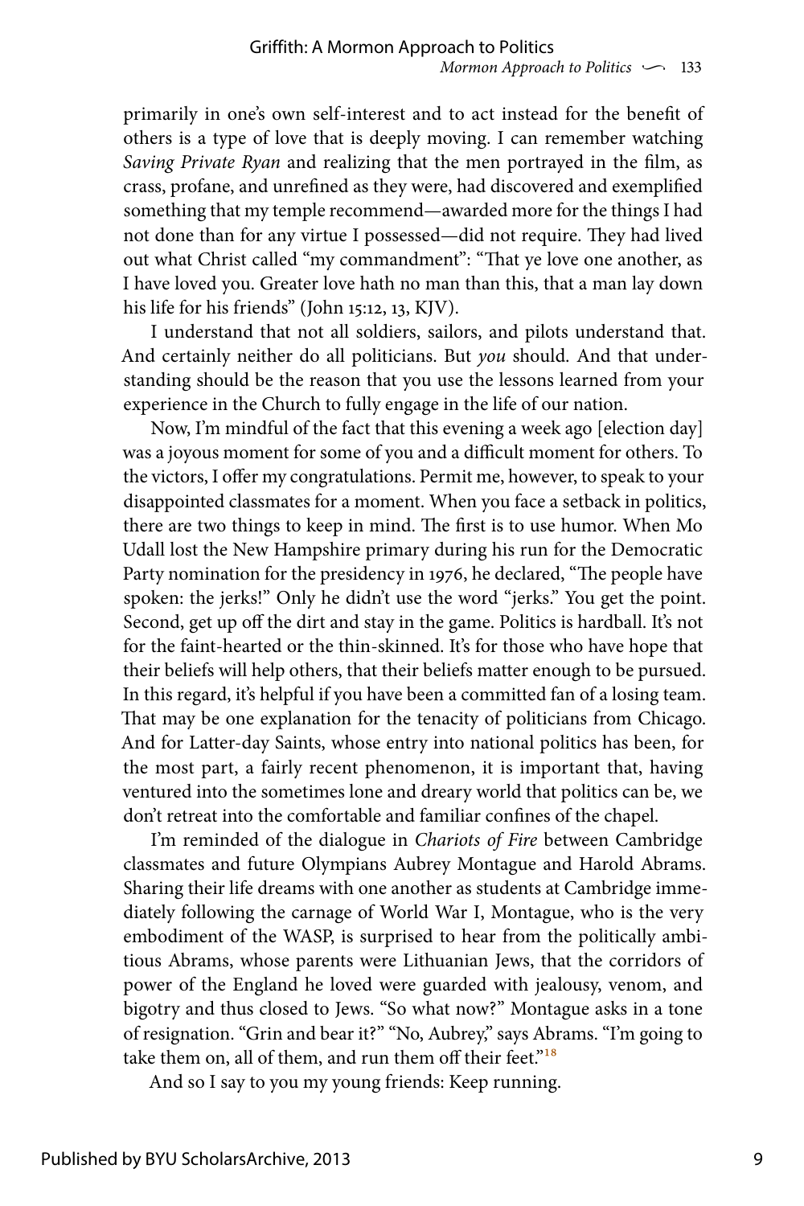primarily in one's own self-interest and to act instead for the benefit of others is a type of love that is deeply moving. I can remember watching *Saving Private Ryan* and realizing that the men portrayed in the film, as crass, profane, and unrefined as they were, had discovered and exemplified something that my temple recommend—awarded more for the things I had not done than for any virtue I possessed—did not require. They had lived out what Christ called "my commandment": "That ye love one another, as I have loved you. Greater love hath no man than this, that a man lay down his life for his friends" (John 15:12, 13, KJV).

I understand that not all soldiers, sailors, and pilots understand that. And certainly neither do all politicians. But *you* should. And that understanding should be the reason that you use the lessons learned from your experience in the Church to fully engage in the life of our nation.

Now, I'm mindful of the fact that this evening a week ago [election day] was a joyous moment for some of you and a difficult moment for others. To the victors, I offer my congratulations. Permit me, however, to speak to your disappointed classmates for a moment. When you face a setback in politics, there are two things to keep in mind. The first is to use humor. When Mo Udall lost the New Hampshire primary during his run for the Democratic Party nomination for the presidency in 1976, he declared, "The people have spoken: the jerks!" Only he didn't use the word "jerks." You get the point. Second, get up off the dirt and stay in the game. Politics is hardball. It's not for the faint-hearted or the thin-skinned. It's for those who have hope that their beliefs will help others, that their beliefs matter enough to be pursued. In this regard, it's helpful if you have been a committed fan of a losing team. That may be one explanation for the tenacity of politicians from Chicago. And for Latter-day Saints, whose entry into national politics has been, for the most part, a fairly recent phenomenon, it is important that, having ventured into the sometimes lone and dreary world that politics can be, we don't retreat into the comfortable and familiar confines of the chapel.

I'm reminded of the dialogue in *Chariots of Fire* between Cambridge classmates and future Olympians Aubrey Montague and Harold Abrams. Sharing their life dreams with one another as students at Cambridge immediately following the carnage of World War I, Montague, who is the very embodiment of the WASP, is surprised to hear from the politically ambitious Abrams, whose parents were Lithuanian Jews, that the corridors of power of the England he loved were guarded with jealousy, venom, and bigotry and thus closed to Jews. "So what now?" Montague asks in a tone of resignation. "Grin and bear it?" "No, Aubrey," says Abrams. "I'm going to take them on, all of them, and run them off their feet."[18]

And so I say to you my young friends: Keep running.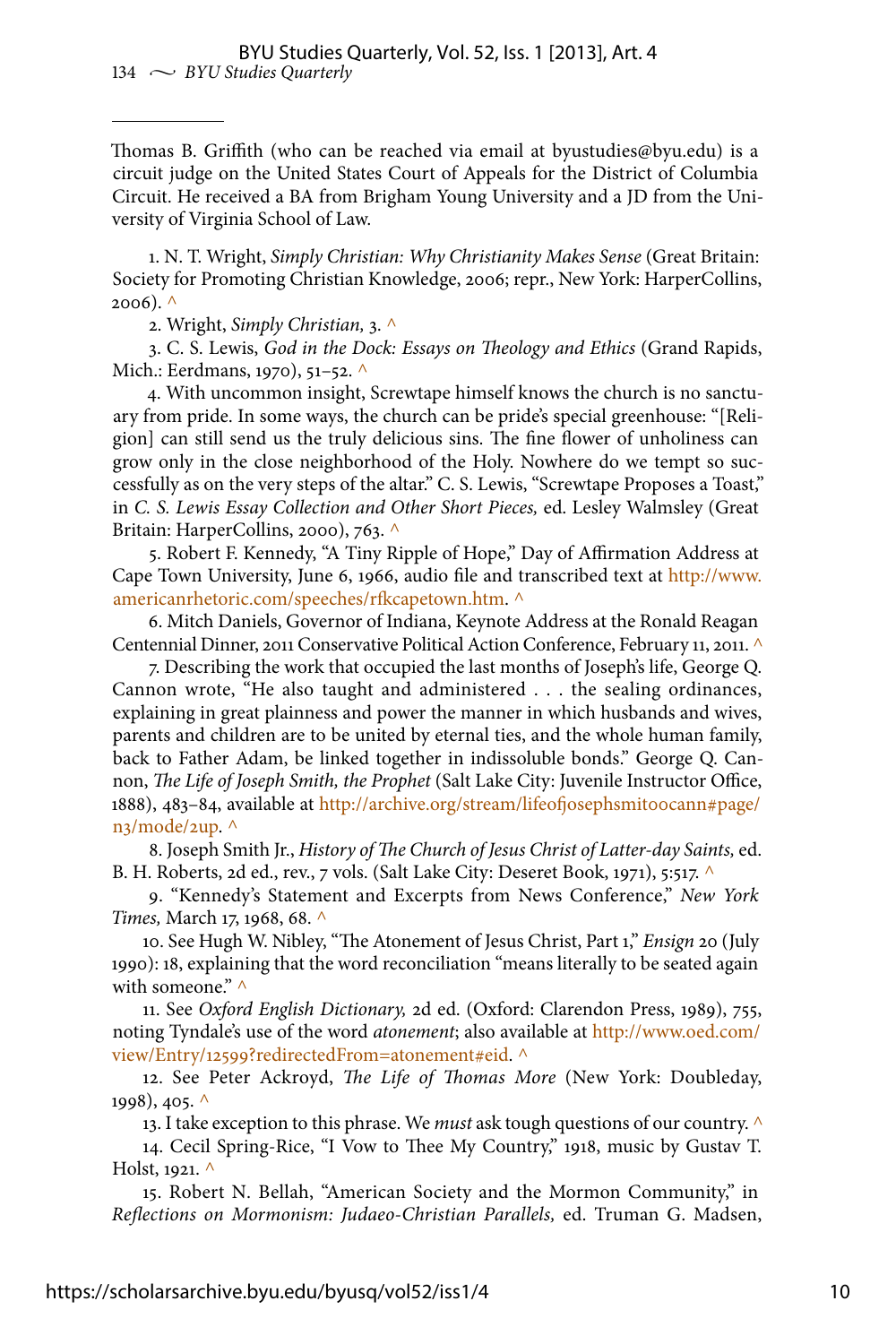Thomas B. Griffith (who can be reached via email at byustudies@byu.edu) is a circuit judge on the United States Court of Appeals for the District of Columbia Circuit. He received a BA from Brigham Young University and a JD from the University of Virginia School of Law.

1. N. T. Wright, *Simply Christian: Why Christianity Makes Sense* (Great Britain: Society for Promoting Christian Knowledge, 2006; repr., New York: HarperCollins, 2006). ^

2. Wright, *Simply Christian,* 3. ^

3. C. S. Lewis, *God in the Dock: Essays on Theology and Ethics* (Grand Rapids, Mich.: Eerdmans, 1970), 51–52. ^

4. With uncommon insight, Screwtape himself knows the church is no sanctuary from pride. In some ways, the church can be pride's special greenhouse: "[Religion] can still send us the truly delicious sins. The fine flower of unholiness can grow only in the close neighborhood of the Holy. Nowhere do we tempt so successfully as on the very steps of the altar." C. S. Lewis, "Screwtape Proposes a Toast," in *C. S. Lewis Essay Collection and Other Short Pieces,* ed. Lesley Walmsley (Great Britain: HarperCollins, 2000), 763. ^

5. Robert F. Kennedy, "A Tiny Ripple of Hope," Day of Affirmation Address at Cape Town University, June 6, 1966, audio file and transcribed text at http://www.americanrhetoric.com/speeches/rfkcapetown.htm. ^

6. Mitch Daniels, Governor of Indiana, Keynote Address at the Ronald Reagan Centennial Dinner, 2011 Conservative Political Action Conference, February 11, 2011. ^

7. Describing the work that occupied the last months of Joseph's life, George Q. Cannon wrote, "He also taught and administered . . . the sealing ordinances, explaining in great plainness and power the manner in which husbands and wives, parents and children are to be united by eternal ties, and the whole human family, back to Father Adam, be linked together in indissoluble bonds." George Q. Cannon, *The Life of Joseph Smith, the Prophet* (Salt Lake City: Juvenile Instructor Office, 1888), 483–84, available at http://archive.org/stream/lifeofjosephsmitoocann#page/n3/mode/2up. ^

8. Joseph Smith Jr., *History of The Church of Jesus Christ of Latter-day Saints,* ed. B. H. Roberts, 2d ed., rev., 7 vols. (Salt Lake City: Deseret Book, 1971), 5:517. ^

9. "Kennedy's Statement and Excerpts from News Conference," *New York Times,* March 17, 1968, 68. ^

10. See Hugh W. Nibley, "The Atonement of Jesus Christ, Part 1," *Ensign* 20 (July 1990): 18, explaining that the word reconciliation "means literally to be seated again with someone." ^

11. See *Oxford English Dictionary,* 2d ed. (Oxford: Clarendon Press, 1989), 755, noting Tyndale's use of the word *atonement*; also available at http://www.oed.com/view/Entry/12599?redirectedFrom=atonement#eid. ^

12. See Peter Ackroyd, *The Life of Thomas More* (New York: Doubleday, 1998), 405. ^

13. I take exception to this phrase. We *must* ask tough questions of our country. ^

14. Cecil Spring-Rice, "I Vow to Thee My Country," 1918, music by Gustav T. Holst, 1921. ^

15. Robert N. Bellah, "American Society and the Mormon Community," in *Reflections on Mormonism: Judaeo-Christian Parallels,* ed. Truman G. Madsen,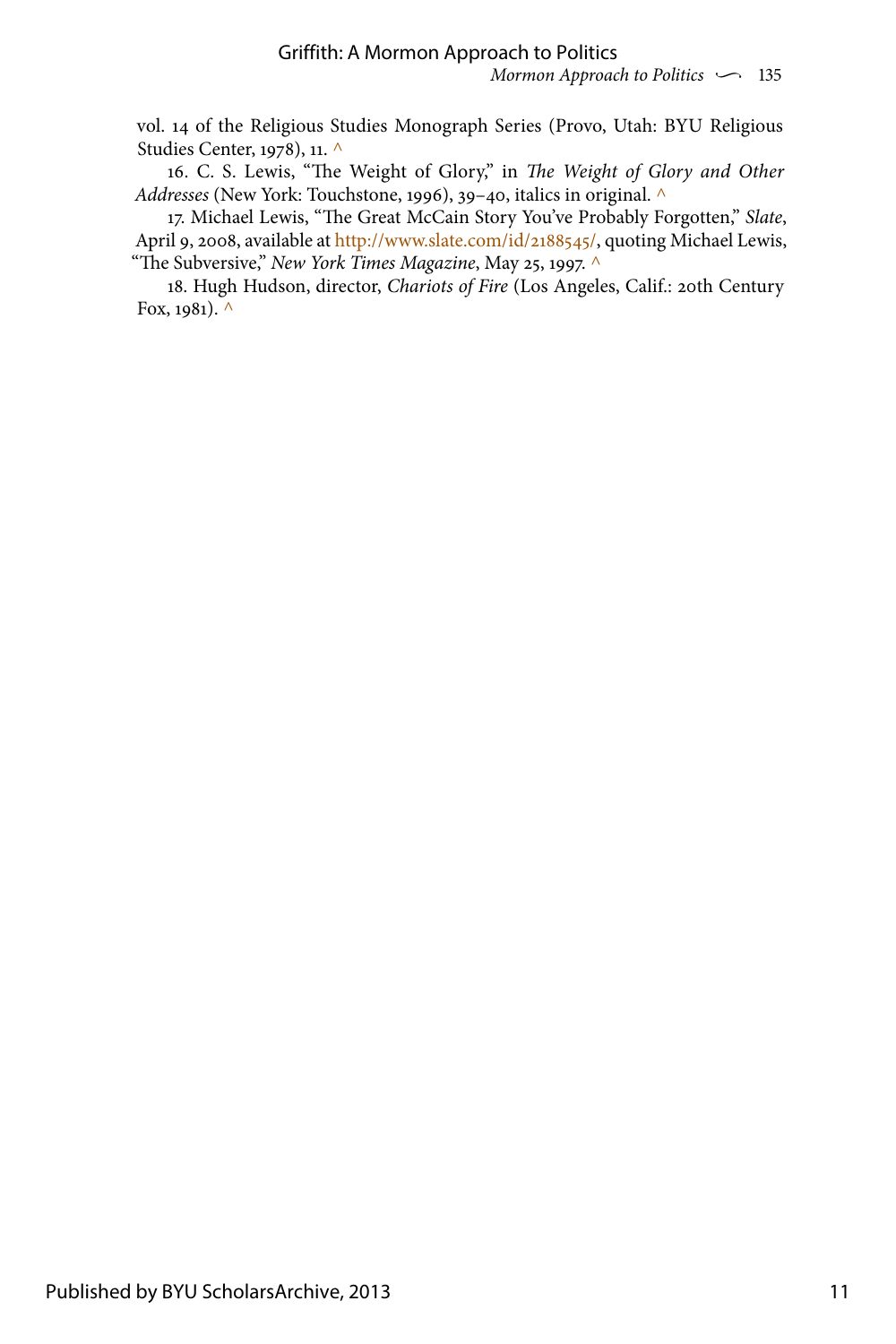vol. 14 of the Religious Studies Monograph Series (Provo, Utah: BYU Religious Studies Center, 1978), 11. ^

16. C. S. Lewis, "The Weight of Glory," in *The Weight of Glory and Other Addresses* (New York: Touchstone, 1996), 39–40, italics in original. ^

17. Michael Lewis, "The Great McCain Story You've Probably Forgotten," *Slate*, April 9, 2008, available at http://www.slate.com/id/2188545/, quoting Michael Lewis, "The Subversive," *New York Times Magazine*, May 25, 1997. ^

18. Hugh Hudson, director, *Chariots of Fire* (Los Angeles, Calif.: 20th Century Fox, 1981). ^